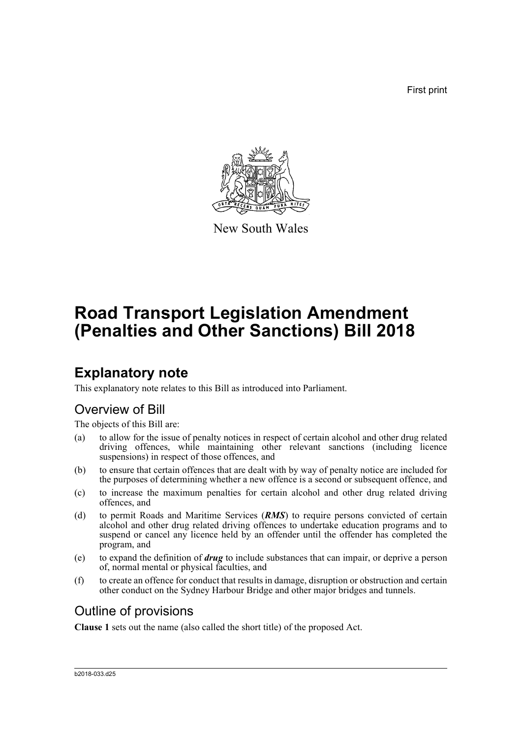First print

New South Wales

# Road Transport Legislation Amendment (Penalties and Other Sanctions) Bill 2018

## Explanatory note

This explanatory note relates to this Bill as introduced into Parliament.

### Overview of Bill

The objects of this Bill are:

(a) to allow for the issue of penalty notices in respect of certain alcohol and other drug related driving offences, while maintaining other relevant sanctions (including licence suspensions) in respect of those offences, and

(b) to ensure that certain offences that are dealt with by way of penalty notice are included for the purposes of determining whether a new offence is a second or subsequent offence, and

(c) to increase the maximum penalties for certain alcohol and other drug related driving offences, and

(d) to permit Roads and Maritime Services (***RMS***) to require persons convicted of certain alcohol and other drug related driving offences to undertake education programs and to suspend or cancel any licence held by an offender until the offender has completed the program, and

(e) to expand the definition of ***drug*** to include substances that can impair, or deprive a person of, normal mental or physical faculties, and

(f) to create an offence for conduct that results in damage, disruption or obstruction and certain other conduct on the Sydney Harbour Bridge and other major bridges and tunnels.

### Outline of provisions

**Clause 1** sets out the name (also called the short title) of the proposed Act.

b2018-033.d25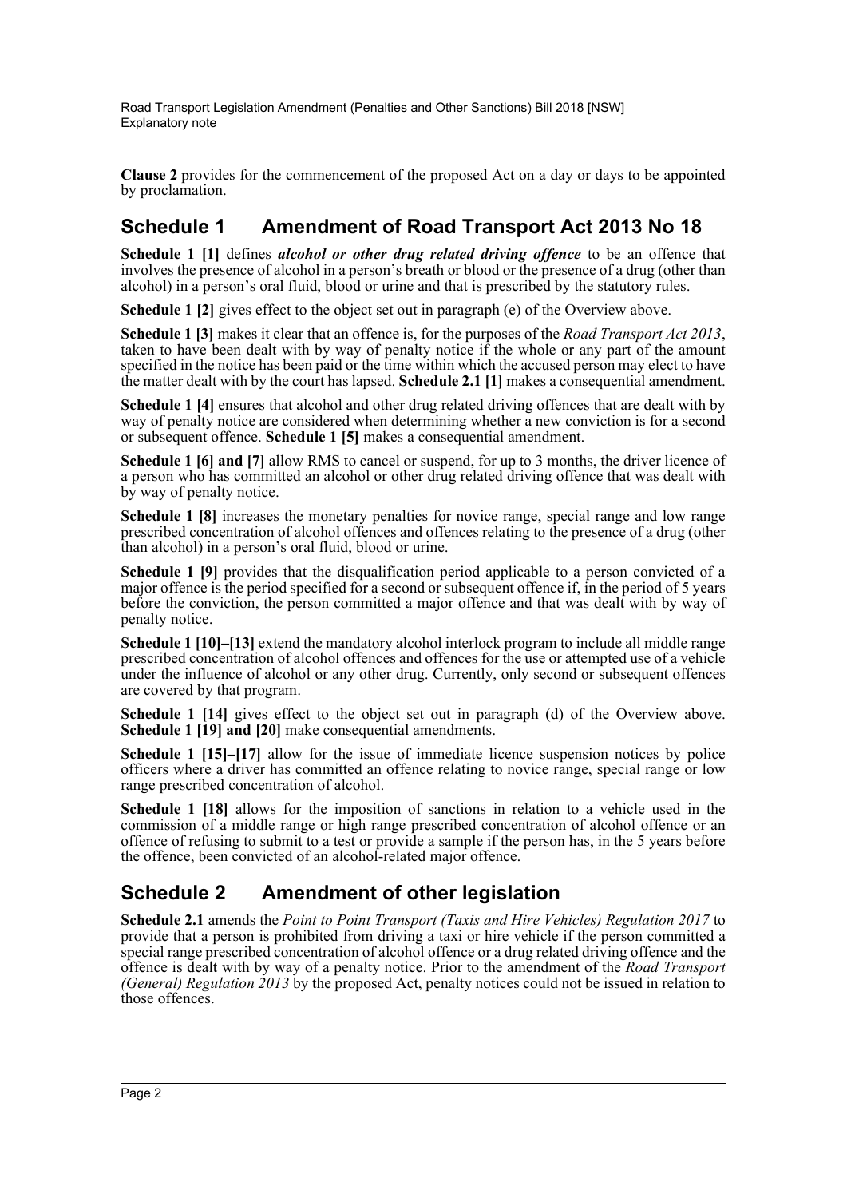**Clause 2** provides for the commencement of the proposed Act on a day or days to be appointed by proclamation.

## Schedule 1 Amendment of Road Transport Act 2013 No 18

**Schedule 1 [1]** defines ***alcohol or other drug related driving offence*** to be an offence that involves the presence of alcohol in a person's breath or blood or the presence of a drug (other than alcohol) in a person's oral fluid, blood or urine and that is prescribed by the statutory rules.

**Schedule 1 [2]** gives effect to the object set out in paragraph (e) of the Overview above.

**Schedule 1 [3]** makes it clear that an offence is, for the purposes of the *Road Transport Act 2013*, taken to have been dealt with by way of penalty notice if the whole or any part of the amount specified in the notice has been paid or the time within which the accused person may elect to have the matter dealt with by the court has lapsed. **Schedule 2.1 [1]** makes a consequential amendment.

**Schedule 1 [4]** ensures that alcohol and other drug related driving offences that are dealt with by way of penalty notice are considered when determining whether a new conviction is for a second or subsequent offence. **Schedule 1 [5]** makes a consequential amendment.

**Schedule 1 [6] and [7]** allow RMS to cancel or suspend, for up to 3 months, the driver licence of a person who has committed an alcohol or other drug related driving offence that was dealt with by way of penalty notice.

**Schedule 1 [8]** increases the monetary penalties for novice range, special range and low range prescribed concentration of alcohol offences and offences relating to the presence of a drug (other than alcohol) in a person's oral fluid, blood or urine.

**Schedule 1 [9]** provides that the disqualification period applicable to a person convicted of a major offence is the period specified for a second or subsequent offence if, in the period of 5 years before the conviction, the person committed a major offence and that was dealt with by way of penalty notice.

**Schedule 1 [10]–[13]** extend the mandatory alcohol interlock program to include all middle range prescribed concentration of alcohol offences and offences for the use or attempted use of a vehicle under the influence of alcohol or any other drug. Currently, only second or subsequent offences are covered by that program.

**Schedule 1 [14]** gives effect to the object set out in paragraph (d) of the Overview above. **Schedule 1 [19] and [20]** make consequential amendments.

**Schedule 1 [15]–[17]** allow for the issue of immediate licence suspension notices by police officers where a driver has committed an offence relating to novice range, special range or low range prescribed concentration of alcohol.

**Schedule 1 [18]** allows for the imposition of sanctions in relation to a vehicle used in the commission of a middle range or high range prescribed concentration of alcohol offence or an offence of refusing to submit to a test or provide a sample if the person has, in the 5 years before the offence, been convicted of an alcohol-related major offence.

## Schedule 2 Amendment of other legislation

**Schedule 2.1** amends the *Point to Point Transport (Taxis and Hire Vehicles) Regulation 2017* to provide that a person is prohibited from driving a taxi or hire vehicle if the person committed a special range prescribed concentration of alcohol offence or a drug related driving offence and the offence is dealt with by way of a penalty notice. Prior to the amendment of the *Road Transport (General) Regulation 2013* by the proposed Act, penalty notices could not be issued in relation to those offences.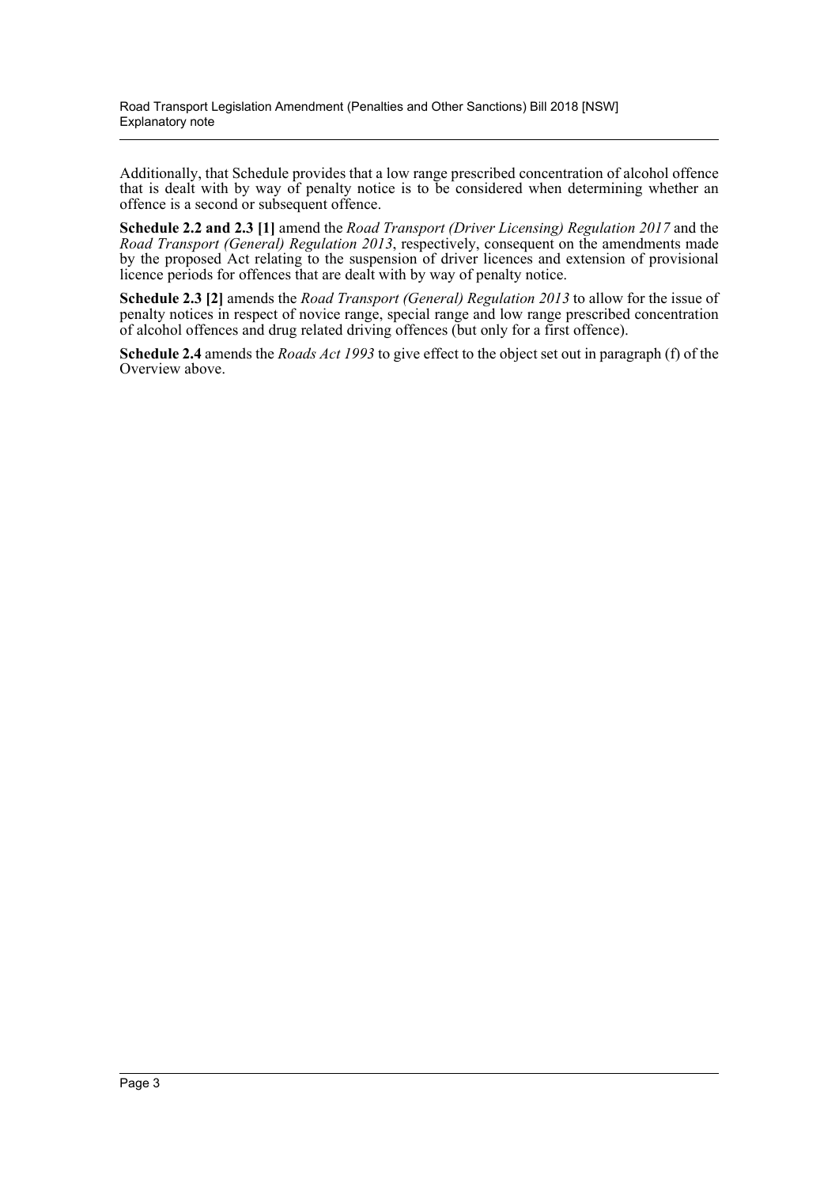Additionally, that Schedule provides that a low range prescribed concentration of alcohol offence that is dealt with by way of penalty notice is to be considered when determining whether an offence is a second or subsequent offence.

**Schedule 2.2 and 2.3 [1]** amend the *Road Transport (Driver Licensing) Regulation 2017* and the *Road Transport (General) Regulation 2013*, respectively, consequent on the amendments made by the proposed Act relating to the suspension of driver licences and extension of provisional licence periods for offences that are dealt with by way of penalty notice.

**Schedule 2.3 [2]** amends the *Road Transport (General) Regulation 2013* to allow for the issue of penalty notices in respect of novice range, special range and low range prescribed concentration of alcohol offences and drug related driving offences (but only for a first offence).

**Schedule 2.4** amends the *Roads Act 1993* to give effect to the object set out in paragraph (f) of the Overview above.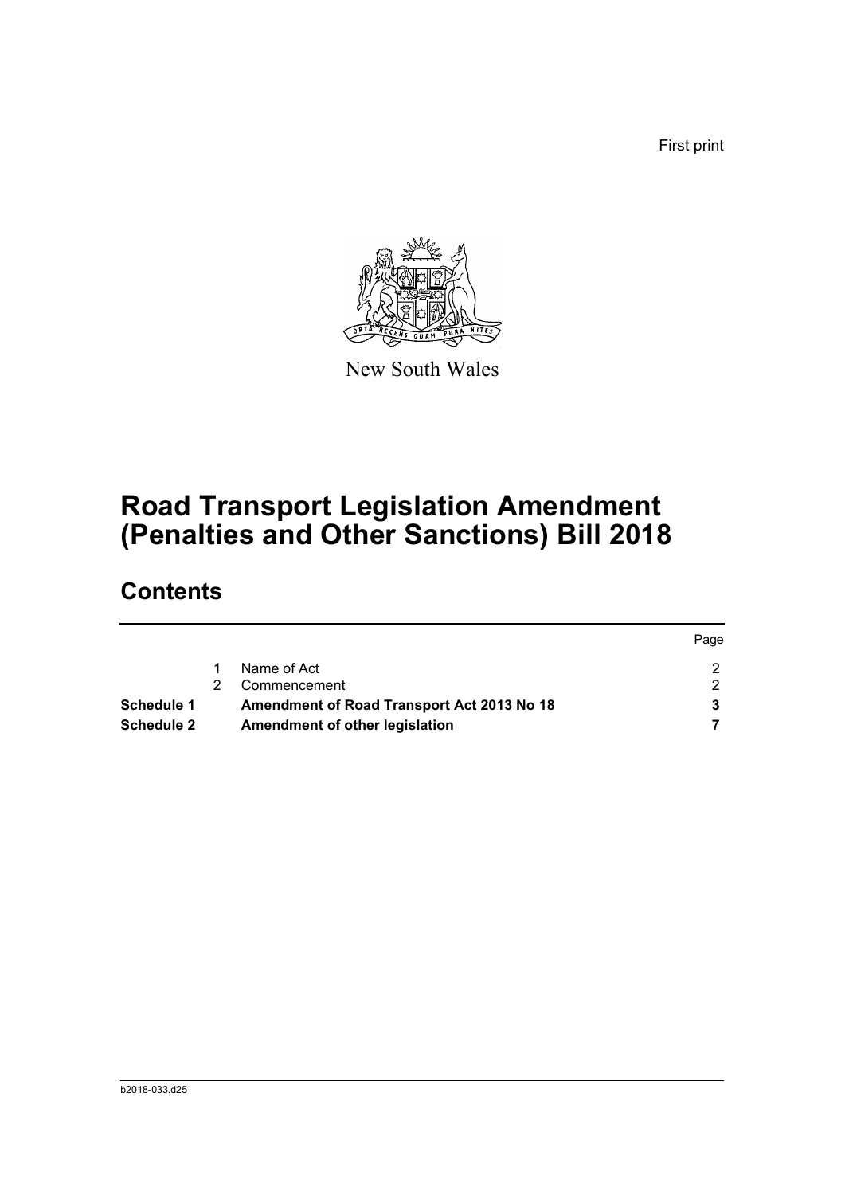First print

New South Wales

# Road Transport Legislation Amendment (Penalties and Other Sanctions) Bill 2018

## Contents

| | | | Page |
|---|---|---|---|
| | 1 | Name of Act | 2 |
| | 2 | Commencement | 2 |
| **Schedule 1** | | **Amendment of Road Transport Act 2013 No 18** | **3** |
| **Schedule 2** | | **Amendment of other legislation** | **7** |

b2018-033.d25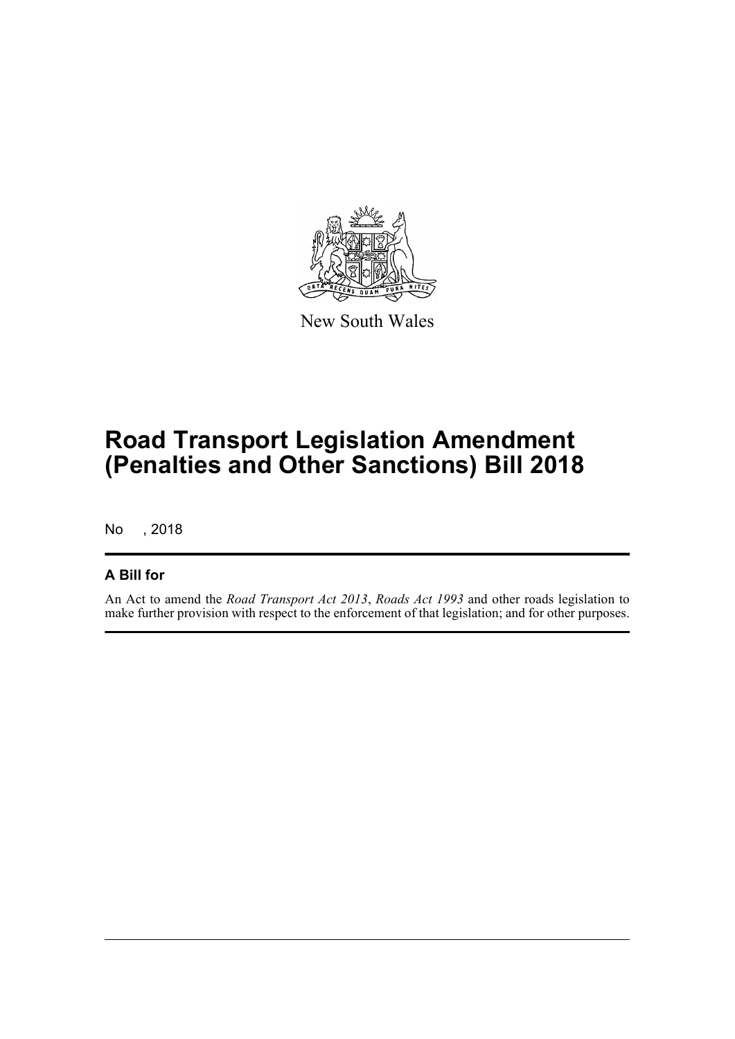New South Wales

# Road Transport Legislation Amendment (Penalties and Other Sanctions) Bill 2018

No , 2018

## A Bill for

An Act to amend the *Road Transport Act 2013*, *Roads Act 1993* and other roads legislation to make further provision with respect to the enforcement of that legislation; and for other purposes.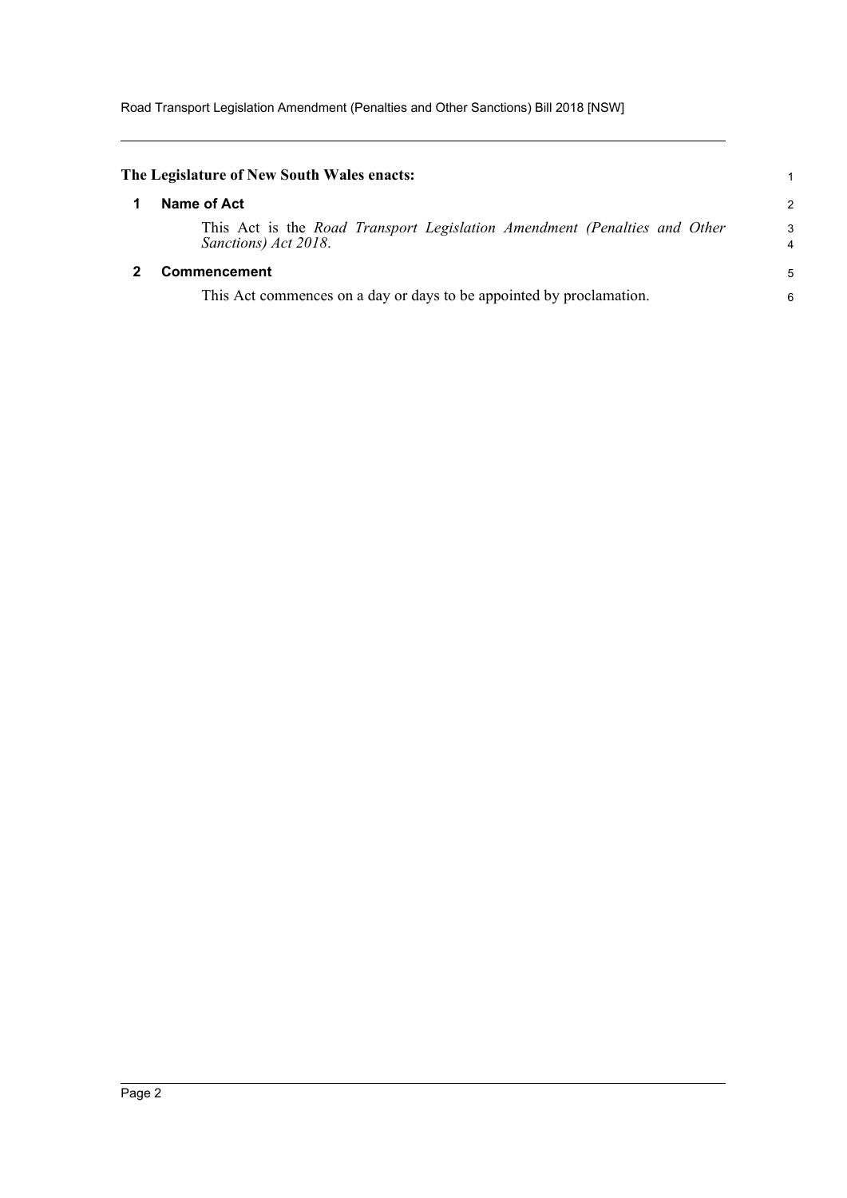**The Legislature of New South Wales enacts:**

## 1 Name of Act

This Act is the *Road Transport Legislation Amendment (Penalties and Other Sanctions) Act 2018*.

## 2 Commencement

This Act commences on a day or days to be appointed by proclamation.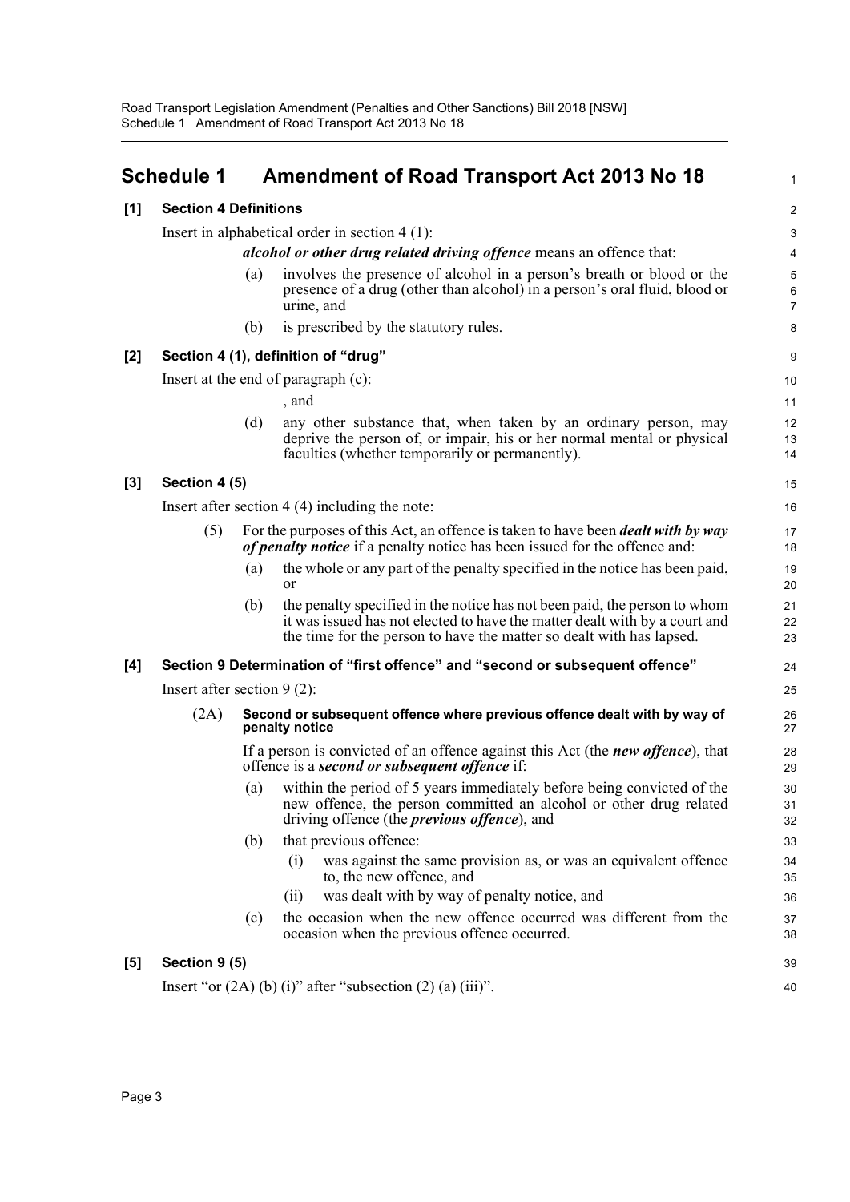# Schedule 1 Amendment of Road Transport Act 2013 No 18

**[1] Section 4 Definitions**

Insert in alphabetical order in section 4 (1):

> ***alcohol or other drug related driving offence*** means an offence that:
>
> (a) involves the presence of alcohol in a person's breath or blood or the presence of a drug (other than alcohol) in a person's oral fluid, blood or urine, and
>
> (b) is prescribed by the statutory rules.

**[2] Section 4 (1), definition of "drug"**

Insert at the end of paragraph (c):

> , and
>
> (d) any other substance that, when taken by an ordinary person, may deprive the person of, or impair, his or her normal mental or physical faculties (whether temporarily or permanently).

**[3] Section 4 (5)**

Insert after section 4 (4) including the note:

> (5) For the purposes of this Act, an offence is taken to have been ***dealt with by way of penalty notice*** if a penalty notice has been issued for the offence and:
>
> (a) the whole or any part of the penalty specified in the notice has been paid, or
>
> (b) the penalty specified in the notice has not been paid, the person to whom it was issued has not elected to have the matter dealt with by a court and the time for the person to have the matter so dealt with has lapsed.

**[4] Section 9 Determination of "first offence" and "second or subsequent offence"**

Insert after section 9 (2):

> (2A) **Second or subsequent offence where previous offence dealt with by way of penalty notice**
>
> If a person is convicted of an offence against this Act (the ***new offence***), that offence is a ***second or subsequent offence*** if:
>
> (a) within the period of 5 years immediately before being convicted of the new offence, the person committed an alcohol or other drug related driving offence (the ***previous offence***), and
>
> (b) that previous offence:
>
> (i) was against the same provision as, or was an equivalent offence to, the new offence, and
>
> (ii) was dealt with by way of penalty notice, and
>
> (c) the occasion when the new offence occurred was different from the occasion when the previous offence occurred.

**[5] Section 9 (5)**

Insert "or (2A) (b) (i)" after "subsection (2) (a) (iii)".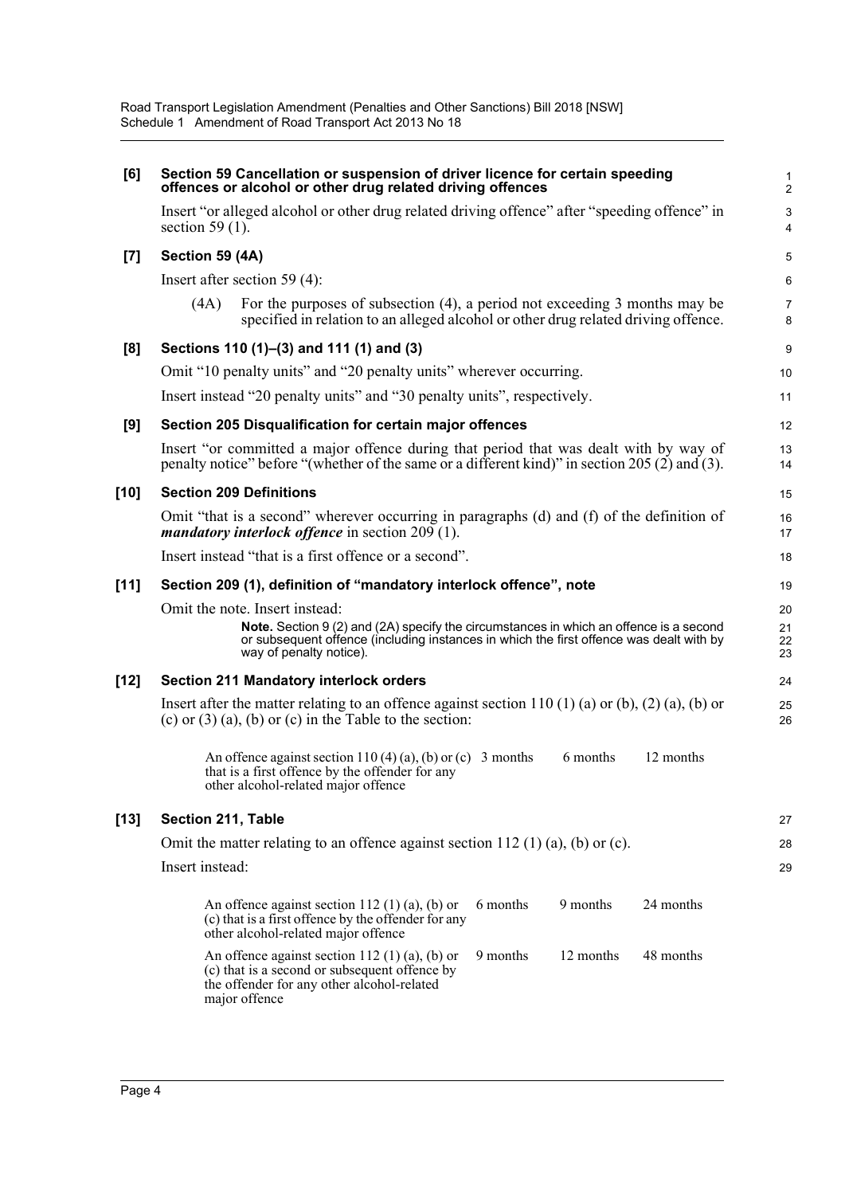**[6] Section 59 Cancellation or suspension of driver licence for certain speeding offences or alcohol or other drug related driving offences**

Insert "or alleged alcohol or other drug related driving offence" after "speeding offence" in section 59 (1).

**[7] Section 59 (4A)**

Insert after section 59 (4):

(4A) For the purposes of subsection (4), a period not exceeding 3 months may be specified in relation to an alleged alcohol or other drug related driving offence.

**[8] Sections 110 (1)–(3) and 111 (1) and (3)**

Omit "10 penalty units" and "20 penalty units" wherever occurring.

Insert instead "20 penalty units" and "30 penalty units", respectively.

**[9] Section 205 Disqualification for certain major offences**

Insert "or committed a major offence during that period that was dealt with by way of penalty notice" before "(whether of the same or a different kind)" in section 205 (2) and (3).

**[10] Section 209 Definitions**

Omit "that is a second" wherever occurring in paragraphs (d) and (f) of the definition of ***mandatory interlock offence*** in section 209 (1).

Insert instead "that is a first offence or a second".

**[11] Section 209 (1), definition of "mandatory interlock offence", note**

Omit the note. Insert instead:

**Note.** Section 9 (2) and (2A) specify the circumstances in which an offence is a second or subsequent offence (including instances in which the first offence was dealt with by way of penalty notice).

**[12] Section 211 Mandatory interlock orders**

Insert after the matter relating to an offence against section 110 (1) (a) or (b), (2) (a), (b) or (c) or (3) (a), (b) or (c) in the Table to the section:

| | | | |
|---|---|---|---|
| An offence against section 110 (4) (a), (b) or (c) that is a first offence by the offender for any other alcohol-related major offence | 3 months | 6 months | 12 months |

**[13] Section 211, Table**

Omit the matter relating to an offence against section 112 (1) (a), (b) or (c).

Insert instead:

| | | | |
|---|---|---|---|
| An offence against section 112 (1) (a), (b) or (c) that is a first offence by the offender for any other alcohol-related major offence | 6 months | 9 months | 24 months |
| An offence against section 112 (1) (a), (b) or (c) that is a second or subsequent offence by the offender for any other alcohol-related major offence | 9 months | 12 months | 48 months |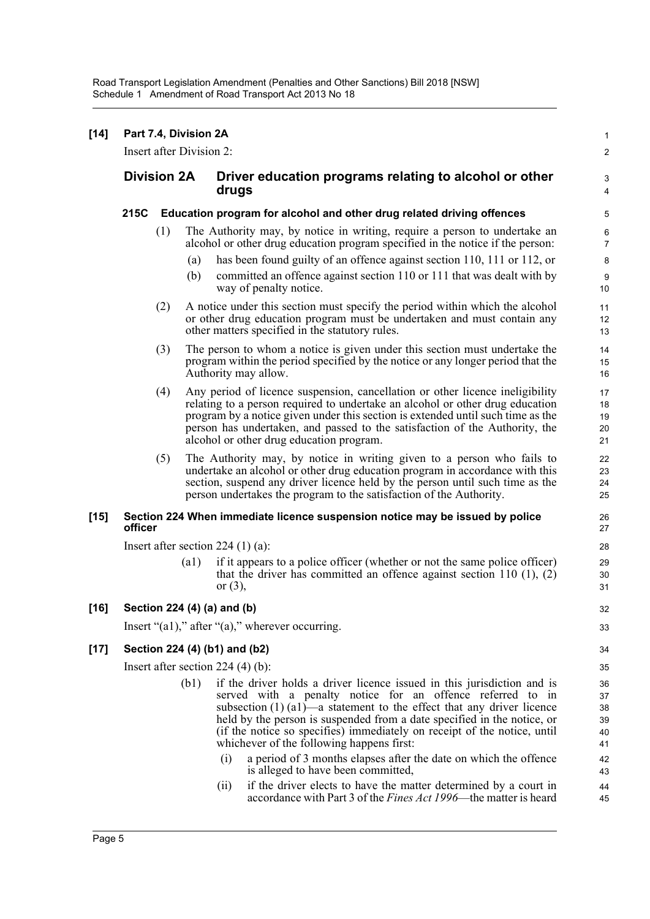**[14] Part 7.4, Division 2A**

Insert after Division 2:

## Division 2A Driver education programs relating to alcohol or other drugs

### 215C Education program for alcohol and other drug related driving offences

(1) The Authority may, by notice in writing, require a person to undertake an alcohol or other drug education program specified in the notice if the person:

(a) has been found guilty of an offence against section 110, 111 or 112, or

(b) committed an offence against section 110 or 111 that was dealt with by way of penalty notice.

(2) A notice under this section must specify the period within which the alcohol or other drug education program must be undertaken and must contain any other matters specified in the statutory rules.

(3) The person to whom a notice is given under this section must undertake the program within the period specified by the notice or any longer period that the Authority may allow.

(4) Any period of licence suspension, cancellation or other licence ineligibility relating to a person required to undertake an alcohol or other drug education program by a notice given under this section is extended until such time as the person has undertaken, and passed to the satisfaction of the Authority, the alcohol or other drug education program.

(5) The Authority may, by notice in writing given to a person who fails to undertake an alcohol or other drug education program in accordance with this section, suspend any driver licence held by the person until such time as the person undertakes the program to the satisfaction of the Authority.

**[15] Section 224 When immediate licence suspension notice may be issued by police officer**

Insert after section 224 (1) (a):

(a1) if it appears to a police officer (whether or not the same police officer) that the driver has committed an offence against section 110 (1), (2) or (3),

**[16] Section 224 (4) (a) and (b)**

Insert "(a1)," after "(a)," wherever occurring.

**[17] Section 224 (4) (b1) and (b2)**

Insert after section 224 (4) (b):

(b1) if the driver holds a driver licence issued in this jurisdiction and is served with a penalty notice for an offence referred to in subsection (1) (a1)—a statement to the effect that any driver licence held by the person is suspended from a date specified in the notice, or (if the notice so specifies) immediately on receipt of the notice, until whichever of the following happens first:

(i) a period of 3 months elapses after the date on which the offence is alleged to have been committed,

(ii) if the driver elects to have the matter determined by a court in accordance with Part 3 of the *Fines Act 1996*—the matter is heard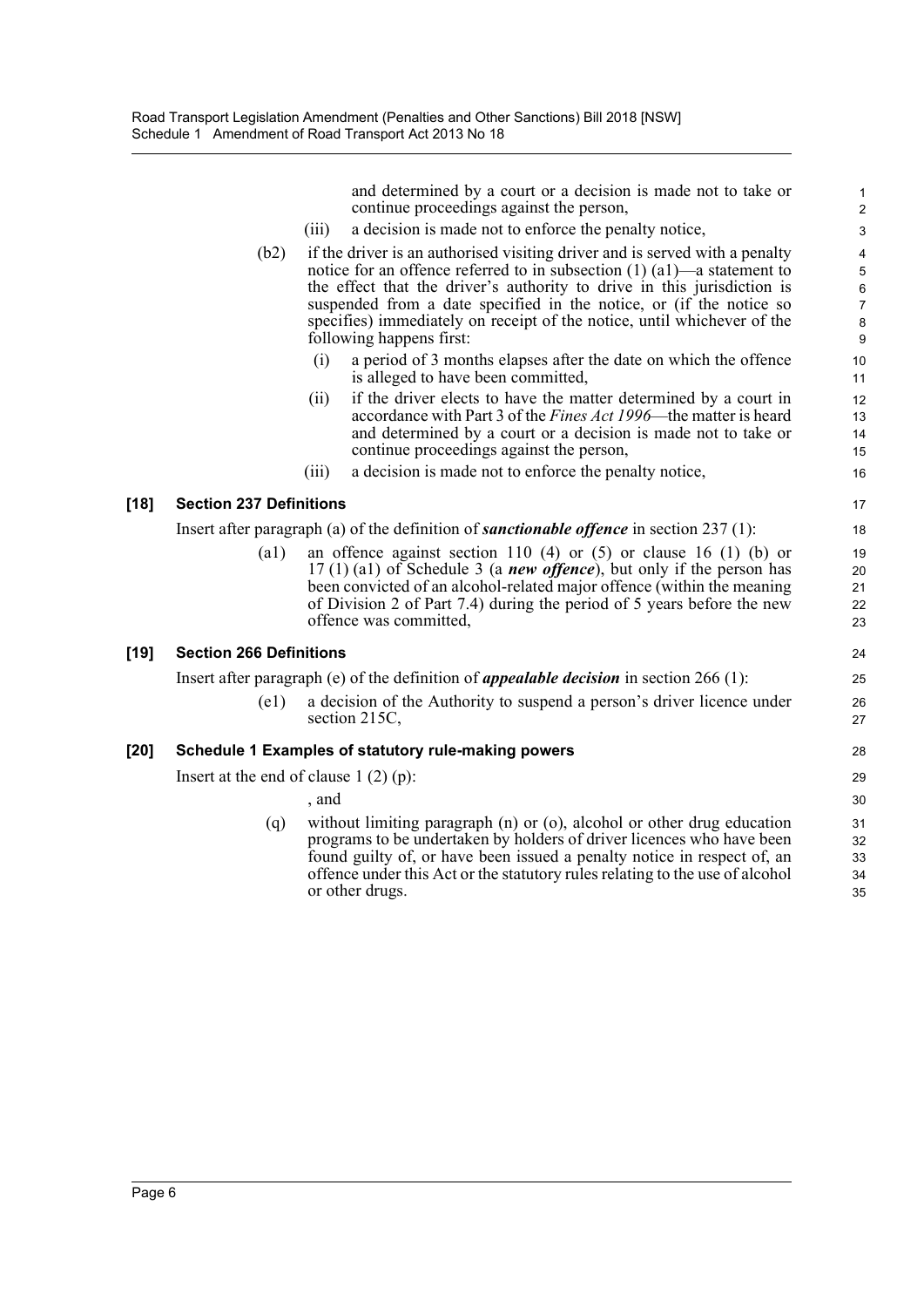and determined by a court or a decision is made not to take or continue proceedings against the person,

(iii) a decision is made not to enforce the penalty notice,

(b2) if the driver is an authorised visiting driver and is served with a penalty notice for an offence referred to in subsection (1) (a1)—a statement to the effect that the driver's authority to drive in this jurisdiction is suspended from a date specified in the notice, or (if the notice so specifies) immediately on receipt of the notice, until whichever of the following happens first:

(i) a period of 3 months elapses after the date on which the offence is alleged to have been committed,

(ii) if the driver elects to have the matter determined by a court in accordance with Part 3 of the *Fines Act 1996*—the matter is heard and determined by a court or a decision is made not to take or continue proceedings against the person,

(iii) a decision is made not to enforce the penalty notice,

### [18] Section 237 Definitions

Insert after paragraph (a) of the definition of ***sanctionable offence*** in section 237 (1):

(a1) an offence against section 110 (4) or (5) or clause 16 (1) (b) or 17 (1) (a1) of Schedule 3 (a ***new offence***), but only if the person has been convicted of an alcohol-related major offence (within the meaning of Division 2 of Part 7.4) during the period of 5 years before the new offence was committed,

### [19] Section 266 Definitions

Insert after paragraph (e) of the definition of ***appealable decision*** in section 266 (1):

(e1) a decision of the Authority to suspend a person's driver licence under section 215C,

### [20] Schedule 1 Examples of statutory rule-making powers

Insert at the end of clause 1 (2) (p):

, and

(q) without limiting paragraph (n) or (o), alcohol or other drug education programs to be undertaken by holders of driver licences who have been found guilty of, or have been issued a penalty notice in respect of, an offence under this Act or the statutory rules relating to the use of alcohol or other drugs.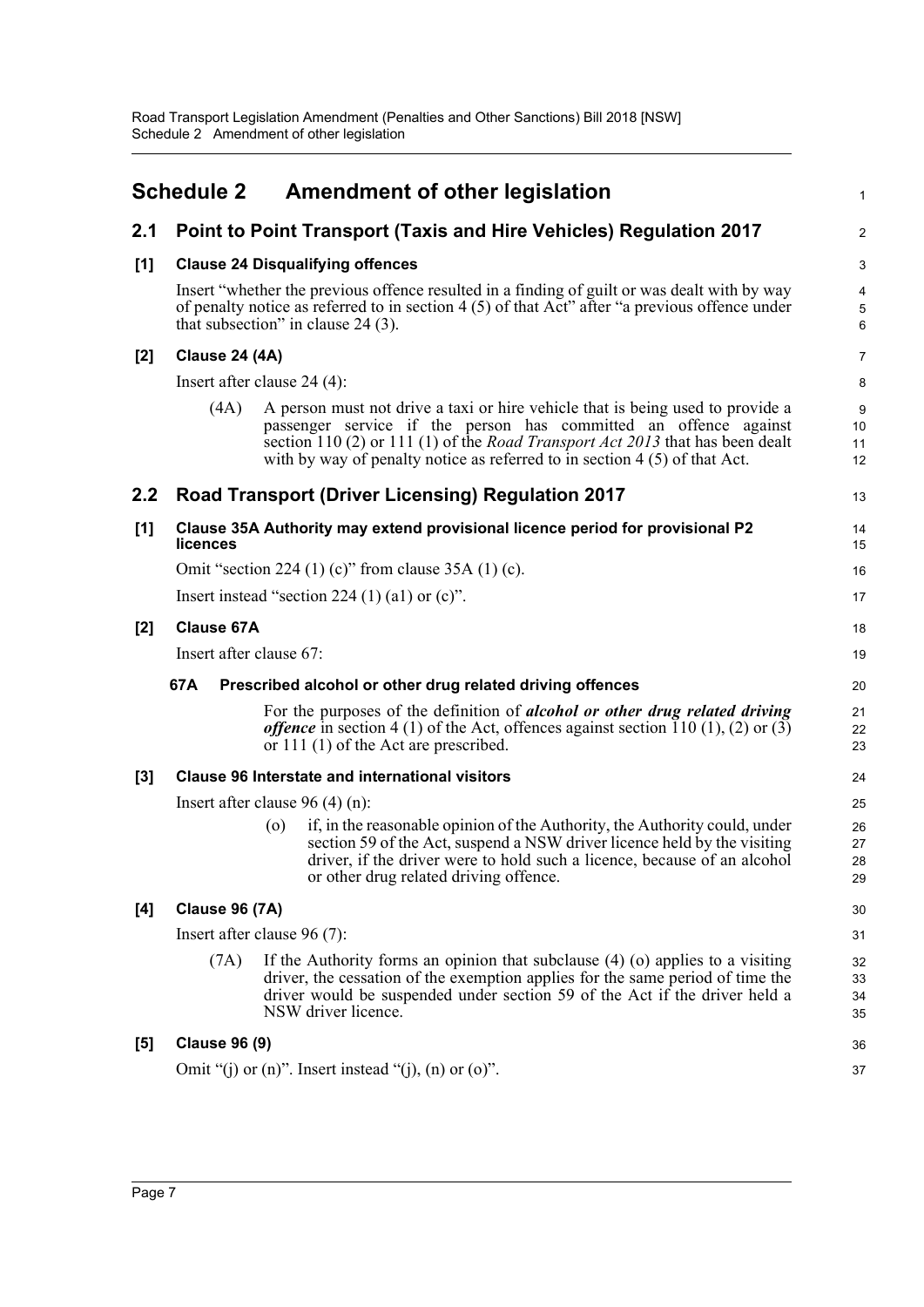# Schedule 2 Amendment of other legislation

## 2.1 Point to Point Transport (Taxis and Hire Vehicles) Regulation 2017

### [1] Clause 24 Disqualifying offences

Insert "whether the previous offence resulted in a finding of guilt or was dealt with by way of penalty notice as referred to in section 4 (5) of that Act" after "a previous offence under that subsection" in clause 24 (3).

### [2] Clause 24 (4A)

Insert after clause 24 (4):

(4A) A person must not drive a taxi or hire vehicle that is being used to provide a passenger service if the person has committed an offence against section 110 (2) or 111 (1) of the *Road Transport Act 2013* that has been dealt with by way of penalty notice as referred to in section 4 (5) of that Act.

## 2.2 Road Transport (Driver Licensing) Regulation 2017

### [1] Clause 35A Authority may extend provisional licence period for provisional P2 licences

Omit "section 224 (1) (c)" from clause 35A (1) (c).

Insert instead "section 224 (1) (a1) or (c)".

### [2] Clause 67A

Insert after clause 67:

**67A Prescribed alcohol or other drug related driving offences**

For the purposes of the definition of ***alcohol or other drug related driving offence*** in section 4 (1) of the Act, offences against section 110 (1), (2) or (3) or 111 (1) of the Act are prescribed.

### [3] Clause 96 Interstate and international visitors

Insert after clause 96 (4) (n):

(o) if, in the reasonable opinion of the Authority, the Authority could, under section 59 of the Act, suspend a NSW driver licence held by the visiting driver, if the driver were to hold such a licence, because of an alcohol or other drug related driving offence.

### [4] Clause 96 (7A)

Insert after clause 96 (7):

(7A) If the Authority forms an opinion that subclause (4) (o) applies to a visiting driver, the cessation of the exemption applies for the same period of time the driver would be suspended under section 59 of the Act if the driver held a NSW driver licence.

### [5] Clause 96 (9)

Omit "(j) or (n)". Insert instead "(j), (n) or (o)".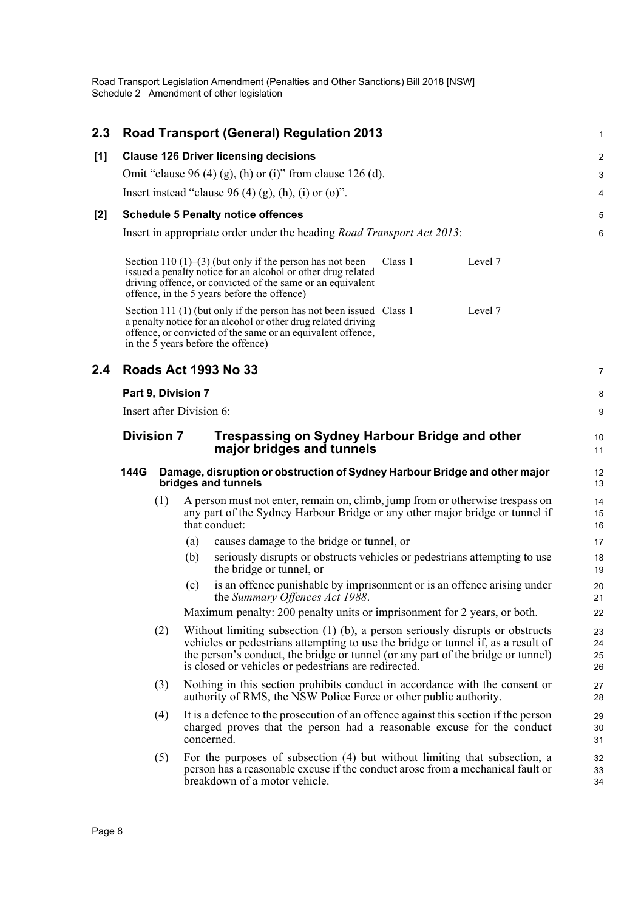## 2.3 Road Transport (General) Regulation 2013

### [1] Clause 126 Driver licensing decisions

Omit "clause 96 (4) (g), (h) or (i)" from clause 126 (d).

Insert instead "clause 96 (4) (g), (h), (i) or (o)".

### [2] Schedule 5 Penalty notice offences

Insert in appropriate order under the heading *Road Transport Act 2013*:

| | | |
|---|---|---|
| Section 110 (1)–(3) (but only if the person has not been issued a penalty notice for an alcohol or other drug related driving offence, or convicted of the same or an equivalent offence, in the 5 years before the offence) | Class 1 | Level 7 |
| Section 111 (1) (but only if the person has not been issued a penalty notice for an alcohol or other drug related driving offence, or convicted of the same or an equivalent offence, in the 5 years before the offence) | Class 1 | Level 7 |

## 2.4 Roads Act 1993 No 33

### Part 9, Division 7

Insert after Division 6:

### Division 7 Trespassing on Sydney Harbour Bridge and other major bridges and tunnels

#### 144G Damage, disruption or obstruction of Sydney Harbour Bridge and other major bridges and tunnels

(1) A person must not enter, remain on, climb, jump from or otherwise trespass on any part of the Sydney Harbour Bridge or any other major bridge or tunnel if that conduct:

(a) causes damage to the bridge or tunnel, or

(b) seriously disrupts or obstructs vehicles or pedestrians attempting to use the bridge or tunnel, or

(c) is an offence punishable by imprisonment or is an offence arising under the *Summary Offences Act 1988*.

Maximum penalty: 200 penalty units or imprisonment for 2 years, or both.

(2) Without limiting subsection (1) (b), a person seriously disrupts or obstructs vehicles or pedestrians attempting to use the bridge or tunnel if, as a result of the person's conduct, the bridge or tunnel (or any part of the bridge or tunnel) is closed or vehicles or pedestrians are redirected.

(3) Nothing in this section prohibits conduct in accordance with the consent or authority of RMS, the NSW Police Force or other public authority.

(4) It is a defence to the prosecution of an offence against this section if the person charged proves that the person had a reasonable excuse for the conduct concerned.

(5) For the purposes of subsection (4) but without limiting that subsection, a person has a reasonable excuse if the conduct arose from a mechanical fault or breakdown of a motor vehicle.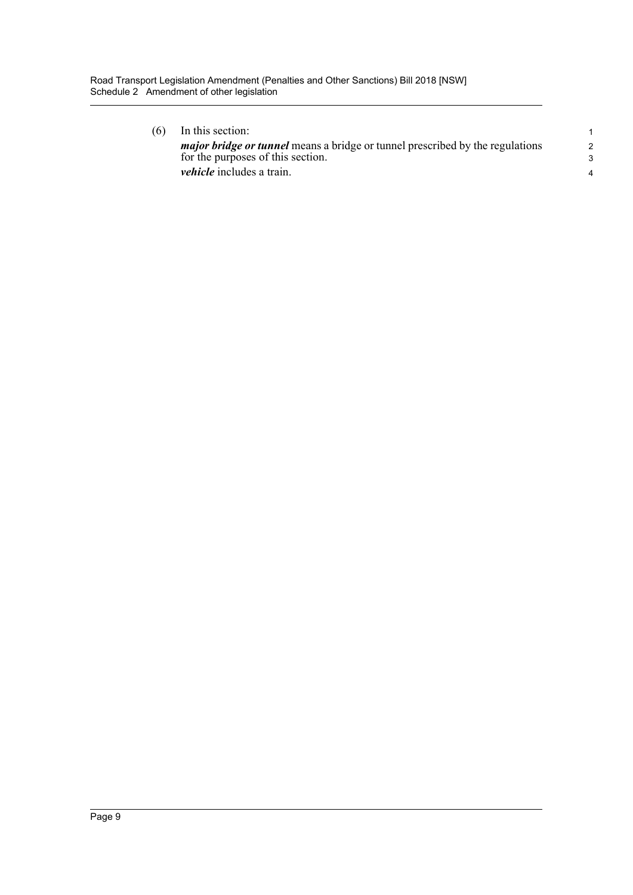(6) In this section:

***major bridge or tunnel*** means a bridge or tunnel prescribed by the regulations for the purposes of this section.

***vehicle*** includes a train.